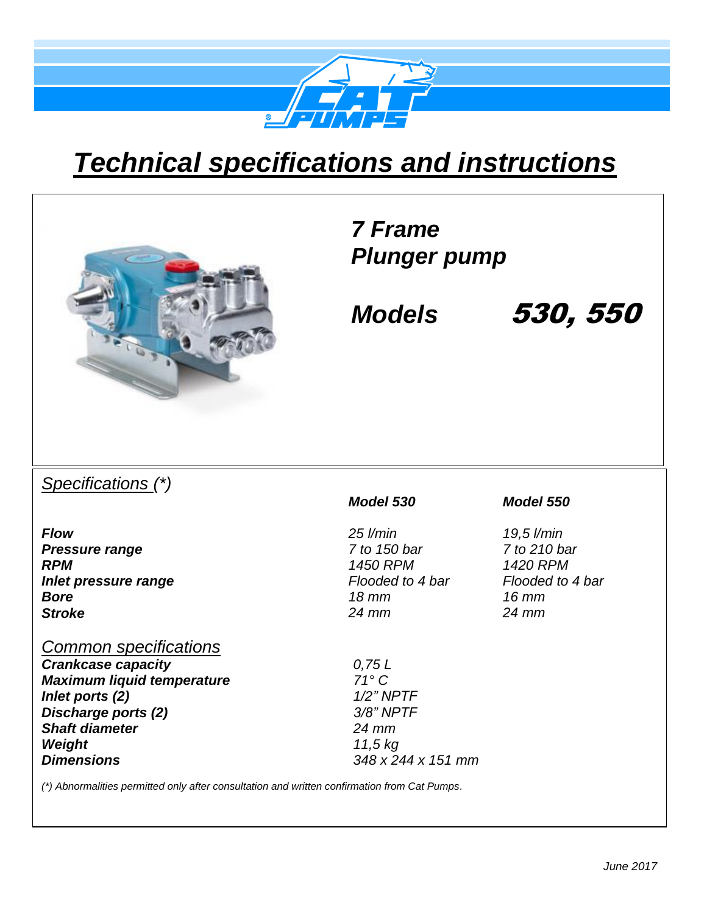# *Technical specifications and instructions*

## *7 Frame Plunger pump*

## *Models 530, 550*

### *Specifications (*)*

| | *Model 530* | *Model 550* |
|---|---|---|
| ***Flow*** | *25 l/min* | *19,5 l/min* |
| ***Pressure range*** | *7 to 150 bar* | *7 to 210 bar* |
| ***RPM*** | *1450 RPM* | *1420 RPM* |
| ***Inlet pressure range*** | *Flooded to 4 bar* | *Flooded to 4 bar* |
| ***Bore*** | *18 mm* | *16 mm* |
| ***Stroke*** | *24 mm* | *24 mm* |

### *Common specifications*

| | |
|---|---|
| ***Crankcase capacity*** | *0,75 L* |
| ***Maximum liquid temperature*** | *71° C* |
| ***Inlet ports (2)*** | *1/2" NPTF* |
| ***Discharge ports (2)*** | *3/8" NPTF* |
| ***Shaft diameter*** | *24 mm* |
| ***Weight*** | *11,5 kg* |
| ***Dimensions*** | *348 x 244 x 151 mm* |

*(*) Abnormalities permitted only after consultation and written confirmation from Cat Pumps.*

*June 2017*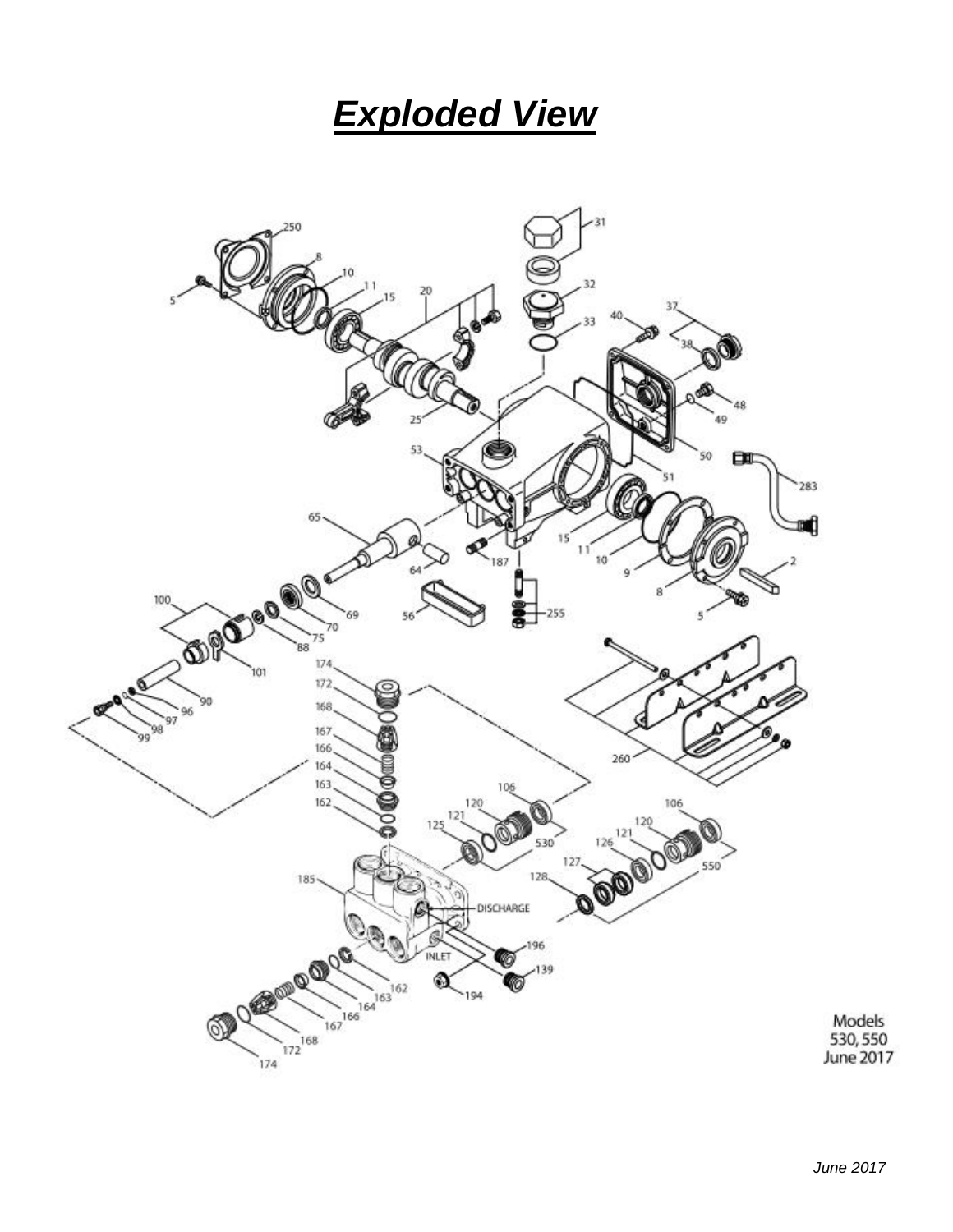# ***Exploded View***

Models
530, 550
June 2017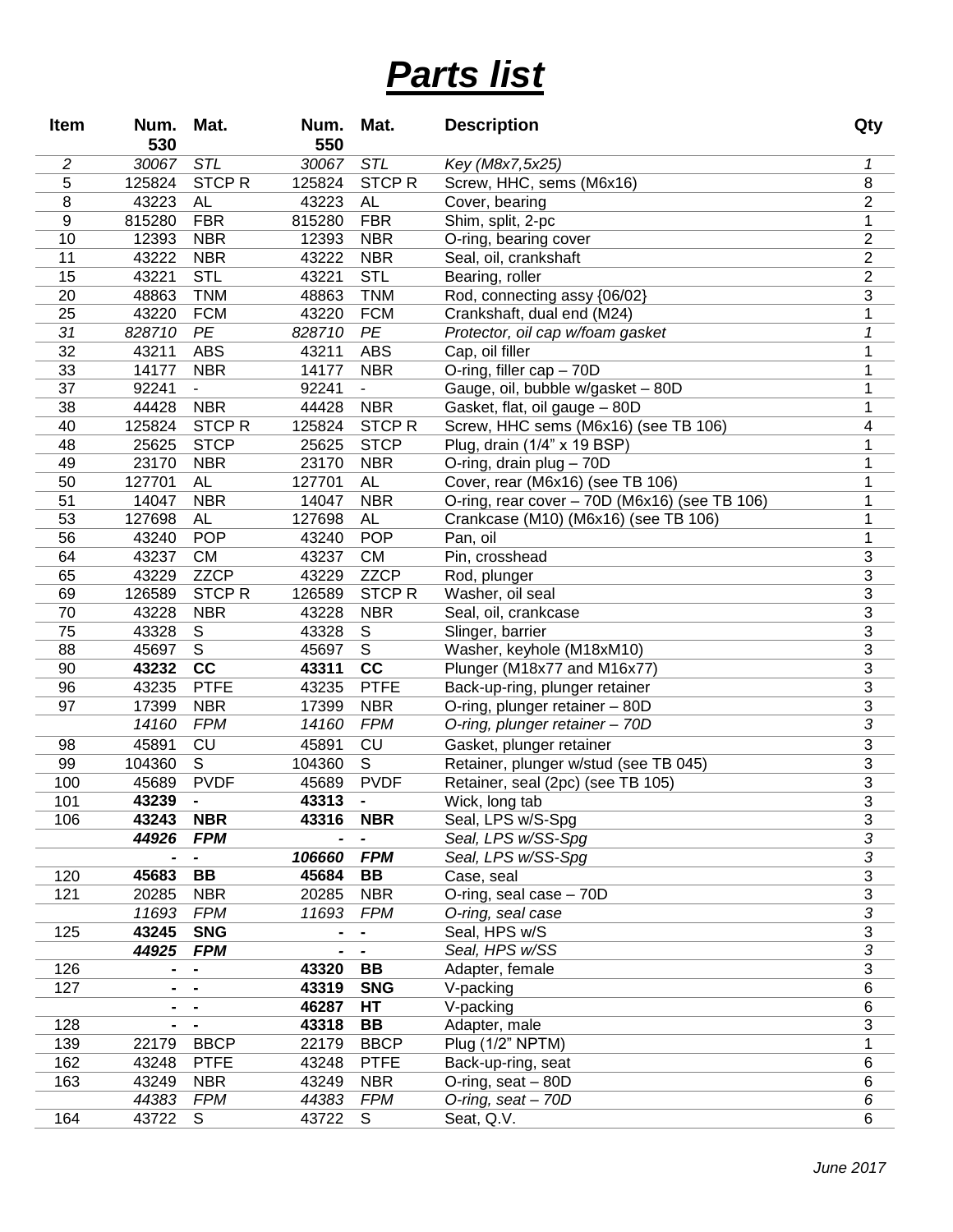# ***Parts list***

| Item | Num. 530 | Mat. | Num. 550 | Mat. | Description | Qty |
|---|---|---|---|---|---|---|
| *2* | *30067* | *STL* | *30067* | *STL* | *Key (M8x7,5x25)* | *1* |
| 5 | 125824 | STCP R | 125824 | STCP R | Screw, HHC, sems (M6x16) | 8 |
| 8 | 43223 | AL | 43223 | AL | Cover, bearing | 2 |
| 9 | 815280 | FBR | 815280 | FBR | Shim, split, 2-pc | 1 |
| 10 | 12393 | NBR | 12393 | NBR | O-ring, bearing cover | 2 |
| 11 | 43222 | NBR | 43222 | NBR | Seal, oil, crankshaft | 2 |
| 15 | 43221 | STL | 43221 | STL | Bearing, roller | 2 |
| 20 | 48863 | TNM | 48863 | TNM | Rod, connecting assy {06/02} | 3 |
| 25 | 43220 | FCM | 43220 | FCM | Crankshaft, dual end (M24) | 1 |
| *31* | *828710* | *PE* | *828710* | *PE* | *Protector, oil cap w/foam gasket* | *1* |
| 32 | 43211 | ABS | 43211 | ABS | Cap, oil filler | 1 |
| 33 | 14177 | NBR | 14177 | NBR | O-ring, filler cap – 70D | 1 |
| 37 | 92241 | - | 92241 | - | Gauge, oil, bubble w/gasket – 80D | 1 |
| 38 | 44428 | NBR | 44428 | NBR | Gasket, flat, oil gauge – 80D | 1 |
| 40 | 125824 | STCP R | 125824 | STCP R | Screw, HHC sems (M6x16) (see TB 106) | 4 |
| 48 | 25625 | STCP | 25625 | STCP | Plug, drain (1/4" x 19 BSP) | 1 |
| 49 | 23170 | NBR | 23170 | NBR | O-ring, drain plug – 70D | 1 |
| 50 | 127701 | AL | 127701 | AL | Cover, rear (M6x16) (see TB 106) | 1 |
| 51 | 14047 | NBR | 14047 | NBR | O-ring, rear cover – 70D (M6x16) (see TB 106) | 1 |
| 53 | 127698 | AL | 127698 | AL | Crankcase (M10) (M6x16) (see TB 106) | 1 |
| 56 | 43240 | POP | 43240 | POP | Pan, oil | 1 |
| 64 | 43237 | CM | 43237 | CM | Pin, crosshead | 3 |
| 65 | 43229 | ZZCP | 43229 | ZZCP | Rod, plunger | 3 |
| 69 | 126589 | STCP R | 126589 | STCP R | Washer, oil seal | 3 |
| 70 | 43228 | NBR | 43228 | NBR | Seal, oil, crankcase | 3 |
| 75 | 43328 | S | 43328 | S | Slinger, barrier | 3 |
| 88 | 45697 | S | 45697 | S | Washer, keyhole (M18xM10) | 3 |
| 90 | **43232** | **CC** | **43311** | **CC** | Plunger (M18x77 and M16x77) | 3 |
| 96 | 43235 | PTFE | 43235 | PTFE | Back-up-ring, plunger retainer | 3 |
| 97 | 17399 | NBR | 17399 | NBR | O-ring, plunger retainer – 80D | 3 |
| | *14160* | *FPM* | *14160* | *FPM* | *O-ring, plunger retainer – 70D* | *3* |
| 98 | 45891 | CU | 45891 | CU | Gasket, plunger retainer | 3 |
| 99 | 104360 | S | 104360 | S | Retainer, plunger w/stud (see TB 045) | 3 |
| 100 | 45689 | PVDF | 45689 | PVDF | Retainer, seal (2pc) (see TB 105) | 3 |
| 101 | **43239** | **-** | **43313** | **-** | Wick, long tab | 3 |
| 106 | **43243** | **NBR** | **43316** | **NBR** | Seal, LPS w/S-Spg | 3 |
| | ***44926*** | ***FPM*** | **-** | **-** | *Seal, LPS w/SS-Spg* | *3* |
| | **-** | **-** | ***106660*** | ***FPM*** | *Seal, LPS w/SS-Spg* | *3* |
| 120 | **45683** | **BB** | **45684** | **BB** | Case, seal | 3 |
| 121 | 20285 | NBR | 20285 | NBR | O-ring, seal case – 70D | 3 |
| | *11693* | *FPM* | *11693* | *FPM* | *O-ring, seal case* | *3* |
| 125 | **43245** | **SNG** | **-** | **-** | Seal, HPS w/S | 3 |
| | ***44925*** | ***FPM*** | **-** | **-** | *Seal, HPS w/SS* | *3* |
| 126 | **-** | **-** | **43320** | **BB** | Adapter, female | 3 |
| 127 | **-** | **-** | **43319** | **SNG** | V-packing | 6 |
| | **-** | **-** | **46287** | **HT** | V-packing | 6 |
| 128 | **-** | **-** | **43318** | **BB** | Adapter, male | 3 |
| 139 | 22179 | BBCP | 22179 | BBCP | Plug (1/2" NPTM) | 1 |
| 162 | 43248 | PTFE | 43248 | PTFE | Back-up-ring, seat | 6 |
| 163 | 43249 | NBR | 43249 | NBR | O-ring, seat – 80D | 6 |
| | *44383* | *FPM* | *44383* | *FPM* | *O-ring, seat – 70D* | *6* |
| 164 | 43722 | S | 43722 | S | Seat, Q.V. | 6 |

*June 2017*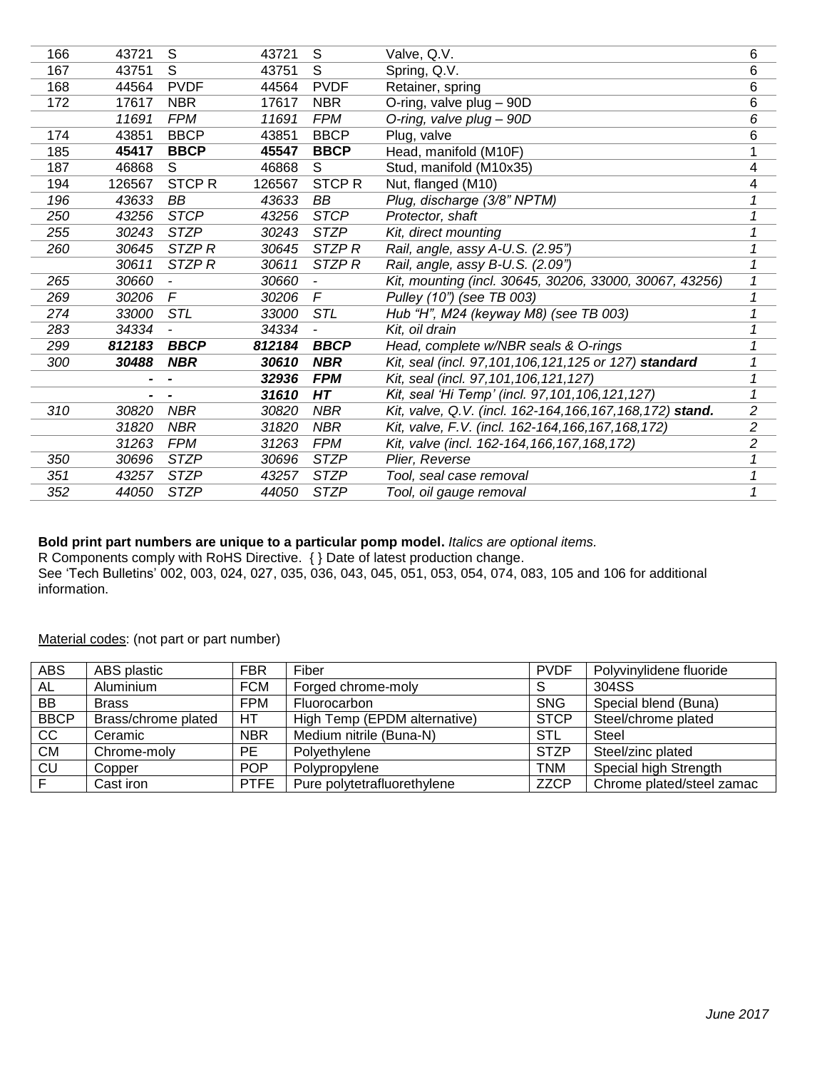| | | | | | | |
|---|---|---|---|---|---|---|
| 166 | 43721 | S | 43721 | S | Valve, Q.V. | 6 |
| 167 | 43751 | S | 43751 | S | Spring, Q.V. | 6 |
| 168 | 44564 | PVDF | 44564 | PVDF | Retainer, spring | 6 |
| 172 | 17617 | NBR | 17617 | NBR | O-ring, valve plug – 90D | 6 |
| | *11691* | *FPM* | *11691* | *FPM* | *O-ring, valve plug – 90D* | *6* |
| 174 | 43851 | BBCP | 43851 | BBCP | Plug, valve | 6 |
| 185 | **45417** | **BBCP** | **45547** | **BBCP** | Head, manifold (M10F) | 1 |
| 187 | 46868 | S | 46868 | S | Stud, manifold (M10x35) | 4 |
| 194 | 126567 | STCP R | 126567 | STCP R | Nut, flanged (M10) | 4 |
| *196* | *43633* | *BB* | *43633* | *BB* | *Plug, discharge (3/8" NPTM)* | *1* |
| *250* | *43256* | *STCP* | *43256* | *STCP* | *Protector, shaft* | *1* |
| *255* | *30243* | *STZP* | *30243* | *STZP* | *Kit, direct mounting* | *1* |
| *260* | *30645* | *STZP R* | *30645* | *STZP R* | *Rail, angle, assy A-U.S. (2.95")* | *1* |
| | *30611* | *STZP R* | *30611* | *STZP R* | *Rail, angle, assy B-U.S. (2.09")* | *1* |
| *265* | *30660* | *-* | *30660* | *-* | *Kit, mounting (incl. 30645, 30206, 33000, 30067, 43256)* | *1* |
| *269* | *30206* | *F* | *30206* | *F* | *Pulley (10") (see TB 003)* | *1* |
| *274* | *33000* | *STL* | *33000* | *STL* | *Hub "H", M24 (keyway M8) (see TB 003)* | *1* |
| *283* | *34334* | *-* | *34334* | *-* | *Kit, oil drain* | *1* |
| *299* | ***812183*** | ***BBCP*** | ***812184*** | ***BBCP*** | *Head, complete w/NBR seals & O-rings* | *1* |
| *300* | ***30488*** | ***NBR*** | ***30610*** | ***NBR*** | *Kit, seal (incl. 97,101,106,121,125 or 127)* ***standard*** | *1* |
| | ***-*** | ***-*** | ***32936*** | ***FPM*** | *Kit, seal (incl. 97,101,106,121,127)* | *1* |
| | ***-*** | ***-*** | ***31610*** | ***HT*** | *Kit, seal 'Hi Temp' (incl. 97,101,106,121,127)* | *1* |
| *310* | *30820* | *NBR* | *30820* | *NBR* | *Kit, valve, Q.V. (incl. 162-164,166,167,168,172)* ***stand.*** | *2* |
| | *31820* | *NBR* | *31820* | *NBR* | *Kit, valve, F.V. (incl. 162-164,166,167,168,172)* | *2* |
| | *31263* | *FPM* | *31263* | *FPM* | *Kit, valve (incl. 162-164,166,167,168,172)* | *2* |
| *350* | *30696* | *STZP* | *30696* | *STZP* | *Plier, Reverse* | *1* |
| *351* | *43257* | *STZP* | *43257* | *STZP* | *Tool, seal case removal* | *1* |
| *352* | *44050* | *STZP* | *44050* | *STZP* | *Tool, oil gauge removal* | *1* |

**Bold print part numbers are unique to a particular pomp model.** *Italics are optional items.*
R Components comply with RoHS Directive. { } Date of latest production change.
See 'Tech Bulletins' 002, 003, 024, 027, 035, 036, 043, 045, 051, 053, 054, 074, 083, 105 and 106 for additional information.

Material codes: (not part or part number)

| | | | | | |
|---|---|---|---|---|---|
| ABS | ABS plastic | FBR | Fiber | PVDF | Polyvinylidene fluoride |
| AL | Aluminium | FCM | Forged chrome-moly | S | 304SS |
| BB | Brass | FPM | Fluorocarbon | SNG | Special blend (Buna) |
| BBCP | Brass/chrome plated | HT | High Temp (EPDM alternative) | STCP | Steel/chrome plated |
| CC | Ceramic | NBR | Medium nitrile (Buna-N) | STL | Steel |
| CM | Chrome-moly | PE | Polyethylene | STZP | Steel/zinc plated |
| CU | Copper | POP | Polypropylene | TNM | Special high Strength |
| F | Cast iron | PTFE | Pure polytetrafluorethylene | ZZCP | Chrome plated/steel zamac |

*June 2017*